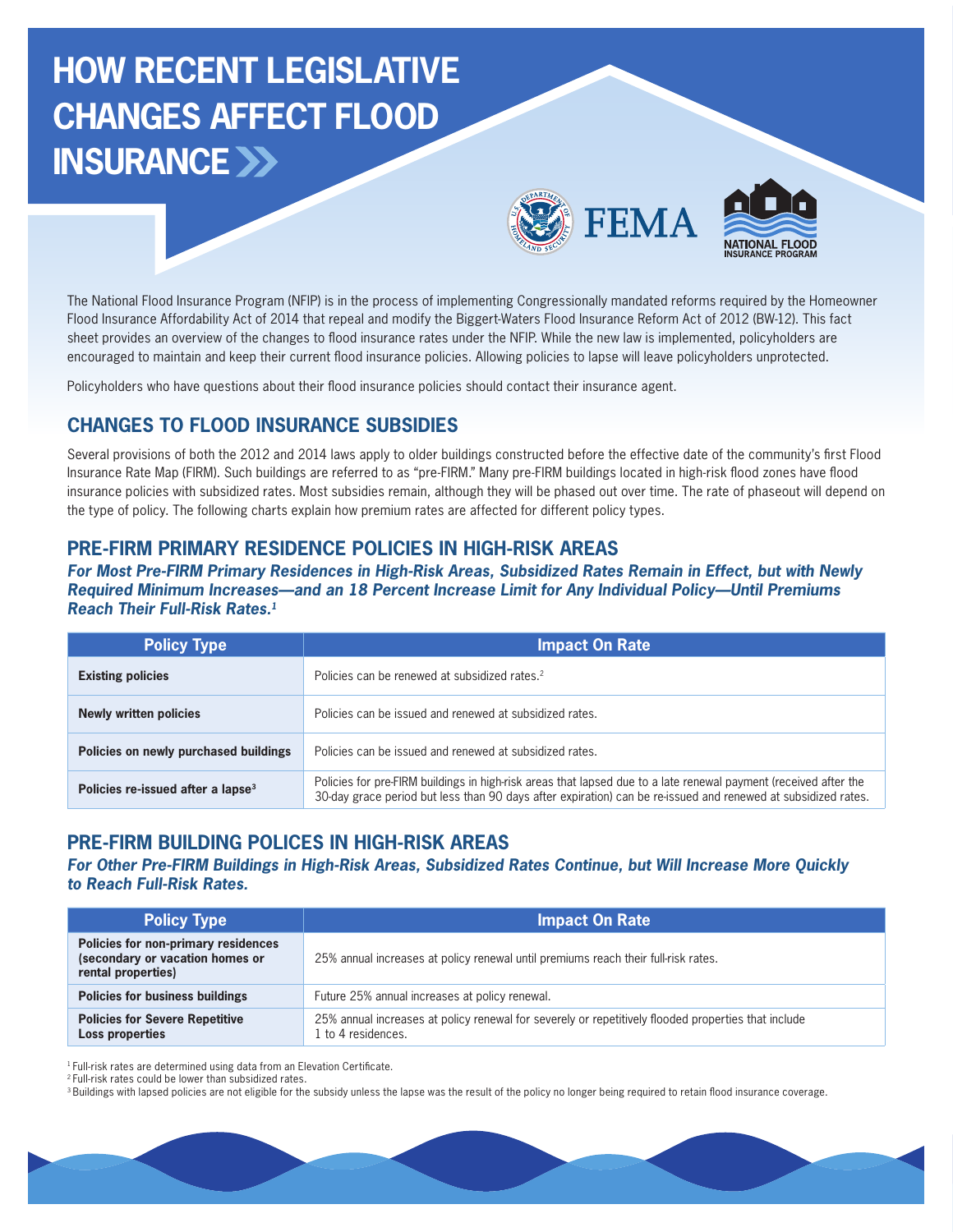# HOW RECENT LEGISLATIVE CHANGES AFFECT FLOOD INSURANCE

The National Flood Insurance Program (NFIP) is in the process of implementing Congressionally mandated reforms required by the Homeowner Flood Insurance Affordability Act of 2014 that repeal and modify the Biggert-Waters Flood Insurance Reform Act of 2012 (BW-12). This fact sheet provides an overview of the changes to flood insurance rates under the NFIP. While the new law is implemented, policyholders are encouraged to maintain and keep their current flood insurance policies. Allowing policies to lapse will leave policyholders unprotected.

Policyholders who have questions about their flood insurance policies should contact their insurance agent.

## CHANGES TO FLOOD INSURANCE SUBSIDIES

Several provisions of both the 2012 and 2014 laws apply to older buildings constructed before the effective date of the community's first Flood Insurance Rate Map (FIRM). Such buildings are referred to as "pre-FIRM." Many pre-FIRM buildings located in high-risk flood zones have flood insurance policies with subsidized rates. Most subsidies remain, although they will be phased out over time. The rate of phaseout will depend on the type of policy. The following charts explain how premium rates are affected for different policy types.

## PRE-FIRM PRIMARY RESIDENCE POLICIES IN HIGH-RISK AREAS

***For Most Pre-FIRM Primary Residences in High-Risk Areas, Subsidized Rates Remain in Effect, but with Newly Required Minimum Increases—and an 18 Percent Increase Limit for Any Individual Policy—Until Premiums Reach Their Full-Risk Rates.[1]***

| Policy Type | Impact On Rate |
| --- | --- |
| **Existing policies** | Policies can be renewed at subsidized rates.[2] |
| **Newly written policies** | Policies can be issued and renewed at subsidized rates. |
| **Policies on newly purchased buildings** | Policies can be issued and renewed at subsidized rates. |
| **Policies re-issued after a lapse[3]** | Policies for pre-FIRM buildings in high-risk areas that lapsed due to a late renewal payment (received after the 30-day grace period but less than 90 days after expiration) can be re-issued and renewed at subsidized rates. |

## PRE-FIRM BUILDING POLICES IN HIGH-RISK AREAS

***For Other Pre-FIRM Buildings in High-Risk Areas, Subsidized Rates Continue, but Will Increase More Quickly to Reach Full-Risk Rates.***

| Policy Type | Impact On Rate |
| --- | --- |
| **Policies for non-primary residences (secondary or vacation homes or rental properties)** | 25% annual increases at policy renewal until premiums reach their full-risk rates. |
| **Policies for business buildings** | Future 25% annual increases at policy renewal. |
| **Policies for Severe Repetitive Loss properties** | 25% annual increases at policy renewal for severely or repetitively flooded properties that include 1 to 4 residences. |

[1] Full-risk rates are determined using data from an Elevation Certificate.
[2] Full-risk rates could be lower than subsidized rates.
[3] Buildings with lapsed policies are not eligible for the subsidy unless the lapse was the result of the policy no longer being required to retain flood insurance coverage.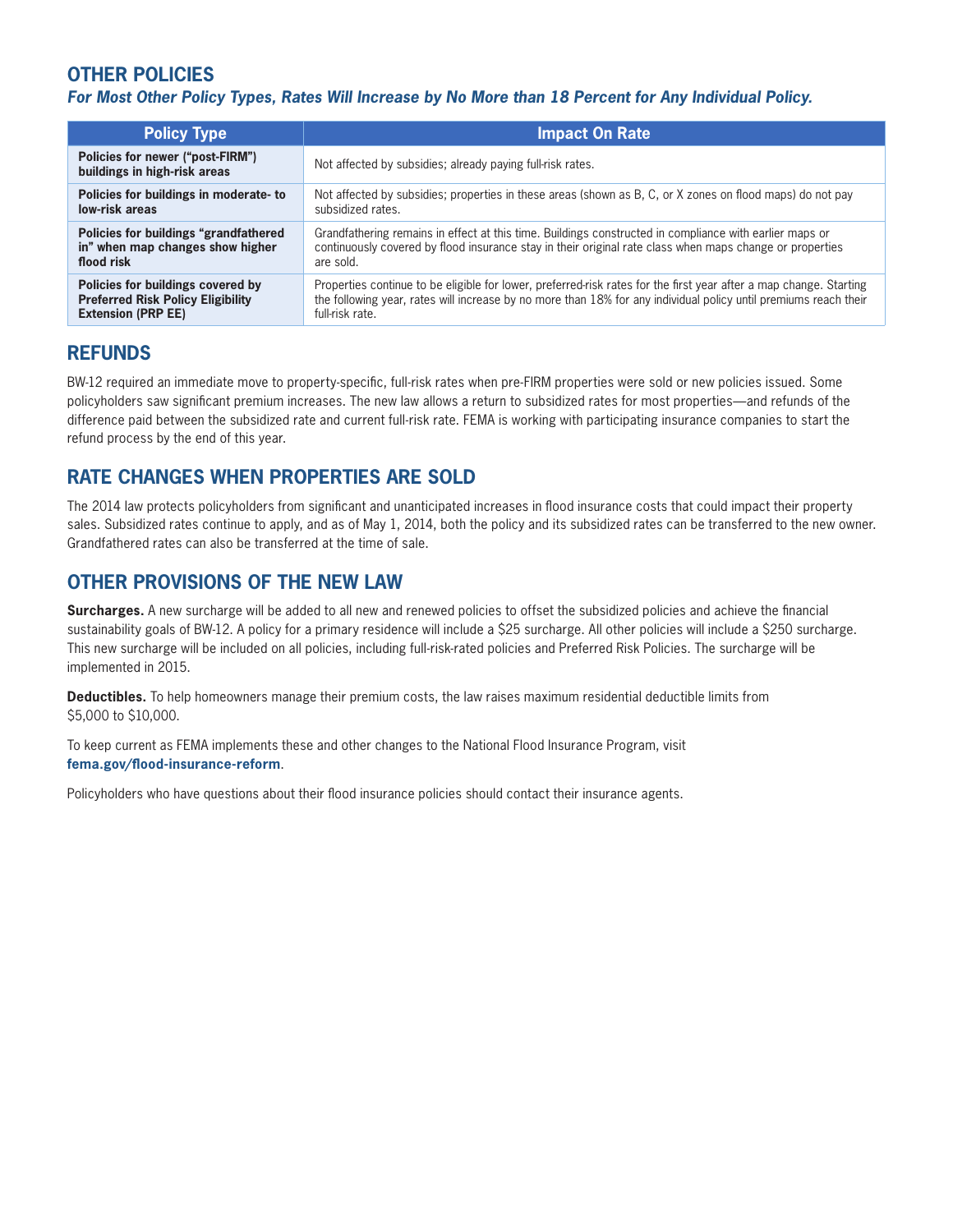## OTHER POLICIES

### *For Most Other Policy Types, Rates Will Increase by No More than 18 Percent for Any Individual Policy.*

| Policy Type | Impact On Rate |
|---|---|
| **Policies for newer ("post-FIRM") buildings in high-risk areas** | Not affected by subsidies; already paying full-risk rates. |
| **Policies for buildings in moderate- to low-risk areas** | Not affected by subsidies; properties in these areas (shown as B, C, or X zones on flood maps) do not pay subsidized rates. |
| **Policies for buildings "grandfathered in" when map changes show higher flood risk** | Grandfathering remains in effect at this time. Buildings constructed in compliance with earlier maps or continuously covered by flood insurance stay in their original rate class when maps change or properties are sold. |
| **Policies for buildings covered by Preferred Risk Policy Eligibility Extension (PRP EE)** | Properties continue to be eligible for lower, preferred-risk rates for the first year after a map change. Starting the following year, rates will increase by no more than 18% for any individual policy until premiums reach their full-risk rate. |

## REFUNDS

BW-12 required an immediate move to property-specific, full-risk rates when pre-FIRM properties were sold or new policies issued. Some policyholders saw significant premium increases. The new law allows a return to subsidized rates for most properties—and refunds of the difference paid between the subsidized rate and current full-risk rate. FEMA is working with participating insurance companies to start the refund process by the end of this year.

## RATE CHANGES WHEN PROPERTIES ARE SOLD

The 2014 law protects policyholders from significant and unanticipated increases in flood insurance costs that could impact their property sales. Subsidized rates continue to apply, and as of May 1, 2014, both the policy and its subsidized rates can be transferred to the new owner. Grandfathered rates can also be transferred at the time of sale.

## OTHER PROVISIONS OF THE NEW LAW

**Surcharges.** A new surcharge will be added to all new and renewed policies to offset the subsidized policies and achieve the financial sustainability goals of BW-12. A policy for a primary residence will include a $25 surcharge. All other policies will include a $250 surcharge. This new surcharge will be included on all policies, including full-risk-rated policies and Preferred Risk Policies. The surcharge will be implemented in 2015.

**Deductibles.** To help homeowners manage their premium costs, the law raises maximum residential deductible limits from $5,000 to $10,000.

To keep current as FEMA implements these and other changes to the National Flood Insurance Program, visit **fema.gov/flood-insurance-reform**.

Policyholders who have questions about their flood insurance policies should contact their insurance agents.